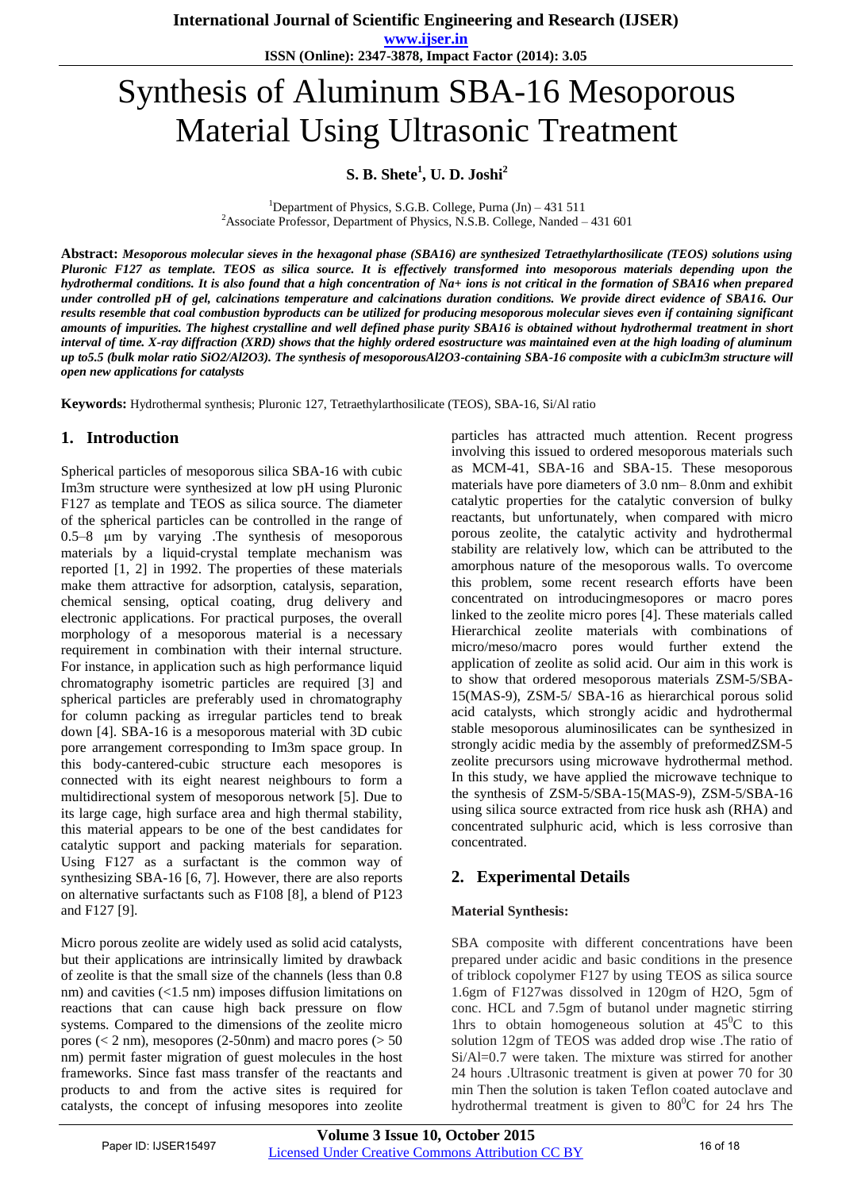# Synthesis of Aluminum SBA-16 Mesoporous Material Using Ultrasonic Treatment

**S. B. Shete[1], U. D. Joshi[2]**

[1]Department of Physics, S.G.B. College, Purna (Jn) – 431 511

[2]Associate Professor, Department of Physics, N.S.B. College, Nanded – 431 601

**Abstract:** ***Mesoporous molecular sieves in the hexagonal phase (SBA16) are synthesized Tetraethylarthosilicate (TEOS) solutions using Pluronic F127 as template. TEOS as silica source. It is effectively transformed into mesoporous materials depending upon the hydrothermal conditions. It is also found that a high concentration of Na+ ions is not critical in the formation of SBA16 when prepared under controlled pH of gel, calcinations temperature and calcinations duration conditions. We provide direct evidence of SBA16. Our results resemble that coal combustion byproducts can be utilized for producing mesoporous molecular sieves even if containing significant amounts of impurities. The highest crystalline and well defined phase purity SBA16 is obtained without hydrothermal treatment in short interval of time. X-ray diffraction (XRD) shows that the highly ordered esostructure was maintained even at the high loading of aluminum up to5.5 (bulk molar ratio SiO2/Al2O3). The synthesis of mesoporousAl2O3-containing SBA-16 composite with a cubicIm3m structure will open new applications for catalysts***

**Keywords:** Hydrothermal synthesis; Pluronic 127, Tetraethylarthosilicate (TEOS), SBA-16, Si/Al ratio

## 1. Introduction

Spherical particles of mesoporous silica SBA-16 with cubic Im3m structure were synthesized at low pH using Pluronic F127 as template and TEOS as silica source. The diameter of the spherical particles can be controlled in the range of 0.5–8 μm by varying .The synthesis of mesoporous materials by a liquid-crystal template mechanism was reported [1, 2] in 1992. The properties of these materials make them attractive for adsorption, catalysis, separation, chemical sensing, optical coating, drug delivery and electronic applications. For practical purposes, the overall morphology of a mesoporous material is a necessary requirement in combination with their internal structure. For instance, in application such as high performance liquid chromatography isometric particles are required [3] and spherical particles are preferably used in chromatography for column packing as irregular particles tend to break down [4]. SBA-16 is a mesoporous material with 3D cubic pore arrangement corresponding to Im3m space group. In this body-cantered-cubic structure each mesopores is connected with its eight nearest neighbours to form a multidirectional system of mesoporous network [5]. Due to its large cage, high surface area and high thermal stability, this material appears to be one of the best candidates for catalytic support and packing materials for separation. Using F127 as a surfactant is the common way of synthesizing SBA-16 [6, 7]. However, there are also reports on alternative surfactants such as F108 [8], a blend of P123 and F127 [9].

Micro porous zeolite are widely used as solid acid catalysts, but their applications are intrinsically limited by drawback of zeolite is that the small size of the channels (less than 0.8 nm) and cavities (<1.5 nm) imposes diffusion limitations on reactions that can cause high back pressure on flow systems. Compared to the dimensions of the zeolite micro pores (< 2 nm), mesopores (2-50nm) and macro pores (> 50 nm) permit faster migration of guest molecules in the host frameworks. Since fast mass transfer of the reactants and products to and from the active sites is required for catalysts, the concept of infusing mesopores into zeolite particles has attracted much attention. Recent progress involving this issued to ordered mesoporous materials such as MCM-41, SBA-16 and SBA-15. These mesoporous materials have pore diameters of 3.0 nm– 8.0nm and exhibit catalytic properties for the catalytic conversion of bulky reactants, but unfortunately, when compared with micro porous zeolite, the catalytic activity and hydrothermal stability are relatively low, which can be attributed to the amorphous nature of the mesoporous walls. To overcome this problem, some recent research efforts have been concentrated on introducingmesopores or macro pores linked to the zeolite micro pores [4]. These materials called Hierarchical zeolite materials with combinations of micro/meso/macro pores would further extend the application of zeolite as solid acid. Our aim in this work is to show that ordered mesoporous materials ZSM-5/SBA-15(MAS-9), ZSM-5/ SBA-16 as hierarchical porous solid acid catalysts, which strongly acidic and hydrothermal stable mesoporous aluminosilicates can be synthesized in strongly acidic media by the assembly of preformedZSM-5 zeolite precursors using microwave hydrothermal method. In this study, we have applied the microwave technique to the synthesis of ZSM-5/SBA-15(MAS-9), ZSM-5/SBA-16 using silica source extracted from rice husk ash (RHA) and concentrated sulphuric acid, which is less corrosive than concentrated.

## 2. Experimental Details

**Material Synthesis:**

SBA composite with different concentrations have been prepared under acidic and basic conditions in the presence of triblock copolymer F127 by using TEOS as silica source 1.6gm of F127was dissolved in 120gm of $H_2O$, 5gm of conc. HCL and 7.5gm of butanol under magnetic stirring 1hrs to obtain homogeneous solution at $45^0C$ to this solution 12gm of TEOS was added drop wise .The ratio of Si/Al=0.7 were taken. The mixture was stirred for another 24 hours .Ultrasonic treatment is given at power 70 for 30 min Then the solution is taken Teflon coated autoclave and hydrothermal treatment is given to $80^0C$ for 24 hrs The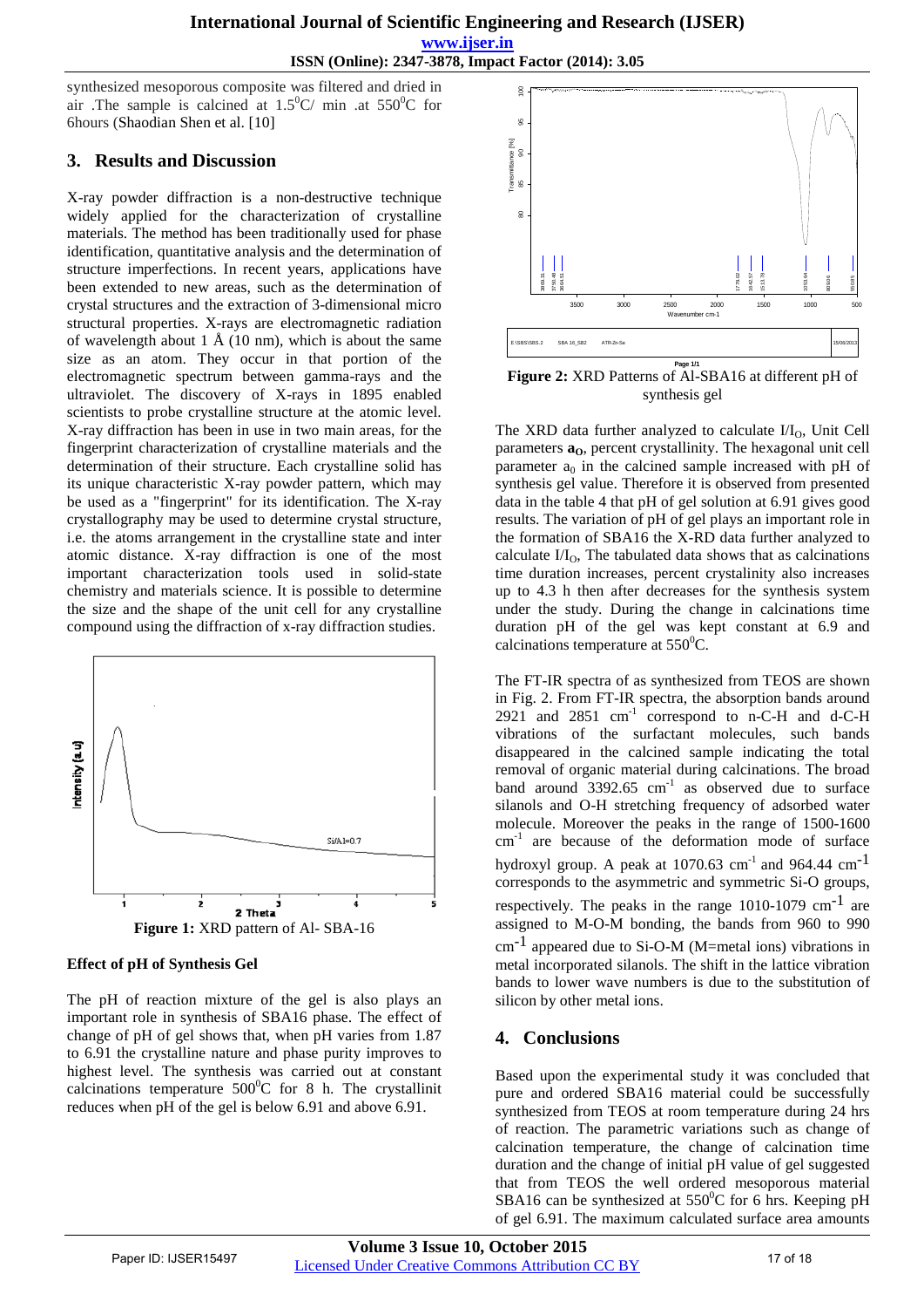synthesized mesoporous composite was filtered and dried in air .The sample is calcined at $1.5^0$C/ min .at $550^0$C for 6hours (Shaodian Shen et al. [10]

## 3. Results and Discussion

X-ray powder diffraction is a non-destructive technique widely applied for the characterization of crystalline materials. The method has been traditionally used for phase identification, quantitative analysis and the determination of structure imperfections. In recent years, applications have been extended to new areas, such as the determination of crystal structures and the extraction of 3-dimensional micro structural properties. X-rays are electromagnetic radiation of wavelength about 1 Å (10 nm), which is about the same size as an atom. They occur in that portion of the electromagnetic spectrum between gamma-rays and the ultraviolet. The discovery of X-rays in 1895 enabled scientists to probe crystalline structure at the atomic level. X-ray diffraction has been in use in two main areas, for the fingerprint characterization of crystalline materials and the determination of their structure. Each crystalline solid has its unique characteristic X-ray powder pattern, which may be used as a "fingerprint" for its identification. The X-ray crystallography may be used to determine crystal structure, i.e. the atoms arrangement in the crystalline state and inter atomic distance. X-ray diffraction is one of the most important characterization tools used in solid-state chemistry and materials science. It is possible to determine the size and the shape of the unit cell for any crystalline compound using the diffraction of x-ray diffraction studies.

**Figure 1:** XRD pattern of Al- SBA-16

### Effect of pH of Synthesis Gel

The pH of reaction mixture of the gel is also plays an important role in synthesis of SBA16 phase. The effect of change of pH of gel shows that, when pH varies from 1.87 to 6.91 the crystalline nature and phase purity improves to highest level. The synthesis was carried out at constant calcinations temperature $500^0$C for 8 h. The crystallinit reduces when pH of the gel is below 6.91 and above 6.91.

**Figure 2:** XRD Patterns of Al-SBA16 at different pH of synthesis gel

The XRD data further analyzed to calculate $I/I_O$, Unit Cell parameters $\mathbf{a_O}$, percent crystallinity. The hexagonal unit cell parameter $a_0$ in the calcined sample increased with pH of synthesis gel value. Therefore it is observed from presented data in the table 4 that pH of gel solution at 6.91 gives good results. The variation of pH of gel plays an important role in the formation of SBA16 the X-RD data further analyzed to calculate $I/I_O$, The tabulated data shows that as calcinations time duration increases, percent crystalinity also increases up to 4.3 h then after decreases for the synthesis system under the study. During the change in calcinations time duration pH of the gel was kept constant at 6.9 and calcinations temperature at $550^0$C.

The FT-IR spectra of as synthesized from TEOS are shown in Fig. 2. From FT-IR spectra, the absorption bands around 2921 and 2851 $cm^{-1}$ correspond to n-C-H and d-C-H vibrations of the surfactant molecules, such bands disappeared in the calcined sample indicating the total removal of organic material during calcinations. The broad band around 3392.65 $cm^{-1}$ as observed due to surface silanols and O-H stretching frequency of adsorbed water molecule. Moreover the peaks in the range of 1500-1600 $cm^{-1}$ are because of the deformation mode of surface hydroxyl group. A peak at 1070.63 $cm^{-1}$ and 964.44 $cm^{-1}$ corresponds to the asymmetric and symmetric Si-O groups, respectively. The peaks in the range 1010-1079 $cm^{-1}$ are assigned to M-O-M bonding, the bands from 960 to 990 $cm^{-1}$ appeared due to Si-O-M (M=metal ions) vibrations in metal incorporated silanols. The shift in the lattice vibration bands to lower wave numbers is due to the substitution of silicon by other metal ions.

## 4. Conclusions

Based upon the experimental study it was concluded that pure and ordered SBA16 material could be successfully synthesized from TEOS at room temperature during 24 hrs of reaction. The parametric variations such as change of calcination temperature, the change of calcination time duration and the change of initial pH value of gel suggested that from TEOS the well ordered mesoporous material SBA16 can be synthesized at $550^0$C for 6 hrs. Keeping pH of gel 6.91. The maximum calculated surface area amounts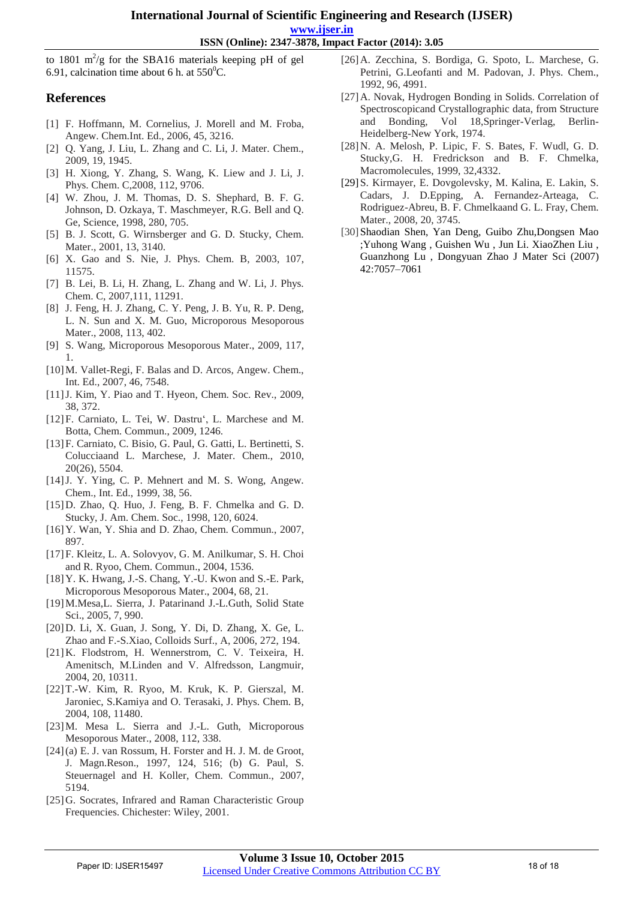to 1801 $m^2/g$ for the SBA16 materials keeping pH of gel 6.91, calcination time about 6 h. at $550^0C$.

## References

[1] F. Hoffmann, M. Cornelius, J. Morell and M. Froba, Angew. Chem.Int. Ed., 2006, 45, 3216.

[2] Q. Yang, J. Liu, L. Zhang and C. Li, J. Mater. Chem., 2009, 19, 1945.

[3] H. Xiong, Y. Zhang, S. Wang, K. Liew and J. Li, J. Phys. Chem. C,2008, 112, 9706.

[4] W. Zhou, J. M. Thomas, D. S. Shephard, B. F. G. Johnson, D. Ozkaya, T. Maschmeyer, R.G. Bell and Q. Ge, Science, 1998, 280, 705.

[5] B. J. Scott, G. Wirnsberger and G. D. Stucky, Chem. Mater., 2001, 13, 3140.

[6] X. Gao and S. Nie, J. Phys. Chem. B, 2003, 107, 11575.

[7] B. Lei, B. Li, H. Zhang, L. Zhang and W. Li, J. Phys. Chem. C, 2007,111, 11291.

[8] J. Feng, H. J. Zhang, C. Y. Peng, J. B. Yu, R. P. Deng, L. N. Sun and X. M. Guo, Microporous Mesoporous Mater., 2008, 113, 402.

[9] S. Wang, Microporous Mesoporous Mater., 2009, 117, 1.

[10] M. Vallet-Regi, F. Balas and D. Arcos, Angew. Chem., Int. Ed., 2007, 46, 7548.

[11] J. Kim, Y. Piao and T. Hyeon, Chem. Soc. Rev., 2009, 38, 372.

[12] F. Carniato, L. Tei, W. Dastru‘, L. Marchese and M. Botta, Chem. Commun., 2009, 1246.

[13] F. Carniato, C. Bisio, G. Paul, G. Gatti, L. Bertinetti, S. Coluccia and L. Marchese, J. Mater. Chem., 2010, 20(26), 5504.

[14] J. Y. Ying, C. P. Mehnert and M. S. Wong, Angew. Chem., Int. Ed., 1999, 38, 56.

[15] D. Zhao, Q. Huo, J. Feng, B. F. Chmelka and G. D. Stucky, J. Am. Chem. Soc., 1998, 120, 6024.

[16] Y. Wan, Y. Shia and D. Zhao, Chem. Commun., 2007, 897.

[17] F. Kleitz, L. A. Solovyov, G. M. Anilkumar, S. H. Choi and R. Ryoo, Chem. Commun., 2004, 1536.

[18] Y. K. Hwang, J.-S. Chang, Y.-U. Kwon and S.-E. Park, Microporous Mesoporous Mater., 2004, 68, 21.

[19] M.Mesa,L. Sierra, J. Patarinand J.-L.Guth, Solid State Sci., 2005, 7, 990.

[20] D. Li, X. Guan, J. Song, Y. Di, D. Zhang, X. Ge, L. Zhao and F.-S.Xiao, Colloids Surf., A, 2006, 272, 194.

[21] K. Flodstrom, H. Wennerstrom, C. V. Teixeira, H. Amenitsch, M.Linden and V. Alfredsson, Langmuir, 2004, 20, 10311.

[22] T.-W. Kim, R. Ryoo, M. Kruk, K. P. Gierszal, M. Jaroniec, S.Kamiya and O. Terasaki, J. Phys. Chem. B, 2004, 108, 11480.

[23] M. Mesa L. Sierra and J.-L. Guth, Microporous Mesoporous Mater., 2008, 112, 338.

[24] (a) E. J. van Rossum, H. Forster and H. J. M. de Groot, J. Magn.Reson., 1997, 124, 516; (b) G. Paul, S. Steuernagel and H. Koller, Chem. Commun., 2007, 5194.

[25] G. Socrates, Infrared and Raman Characteristic Group Frequencies. Chichester: Wiley, 2001.

[26] A. Zecchina, S. Bordiga, G. Spoto, L. Marchese, G. Petrini, G.Leofanti and M. Padovan, J. Phys. Chem., 1992, 96, 4991.

[27] A. Novak, Hydrogen Bonding in Solids. Correlation of Spectroscopicand Crystallographic data, from Structure and Bonding, Vol 18,Springer-Verlag, Berlin-Heidelberg-New York, 1974.

[28] N. A. Melosh, P. Lipic, F. S. Bates, F. Wudl, G. D. Stucky,G. H. Fredrickson and B. F. Chmelka, Macromolecules, 1999, 32,4332.

[29] S. Kirmayer, E. Dovgolevsky, M. Kalina, E. Lakin, S. Cadars, J. D.Epping, A. Fernandez-Arteaga, C. Rodriguez-Abreu, B. F. Chmelkaand G. L. Fray, Chem. Mater., 2008, 20, 3745.

[30] Shaodian Shen, Yan Deng, Guibo Zhu,Dongsen Mao ;Yuhong Wang , Guishen Wu , Jun Li. XiaoZhen Liu , Guanzhong Lu , Dongyuan Zhao J Mater Sci (2007) 42:7057–7061